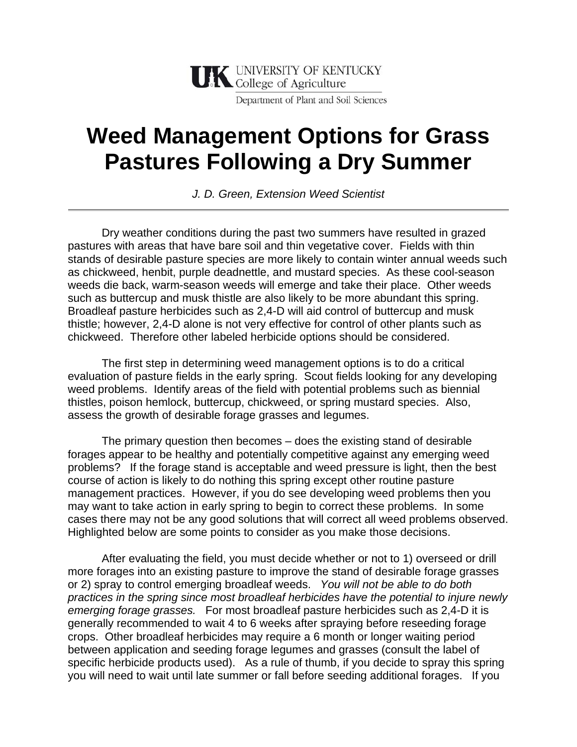UNIVERSITY OF KENTUCKY
College of Agriculture
Department of Plant and Soil Sciences

# Weed Management Options for Grass Pastures Following a Dry Summer

*J. D. Green, Extension Weed Scientist*

---

Dry weather conditions during the past two summers have resulted in grazed pastures with areas that have bare soil and thin vegetative cover. Fields with thin stands of desirable pasture species are more likely to contain winter annual weeds such as chickweed, henbit, purple deadnettle, and mustard species. As these cool-season weeds die back, warm-season weeds will emerge and take their place. Other weeds such as buttercup and musk thistle are also likely to be more abundant this spring. Broadleaf pasture herbicides such as 2,4-D will aid control of buttercup and musk thistle; however, 2,4-D alone is not very effective for control of other plants such as chickweed. Therefore other labeled herbicide options should be considered.

The first step in determining weed management options is to do a critical evaluation of pasture fields in the early spring. Scout fields looking for any developing weed problems. Identify areas of the field with potential problems such as biennial thistles, poison hemlock, buttercup, chickweed, or spring mustard species. Also, assess the growth of desirable forage grasses and legumes.

The primary question then becomes – does the existing stand of desirable forages appear to be healthy and potentially competitive against any emerging weed problems? If the forage stand is acceptable and weed pressure is light, then the best course of action is likely to do nothing this spring except other routine pasture management practices. However, if you do see developing weed problems then you may want to take action in early spring to begin to correct these problems. In some cases there may not be any good solutions that will correct all weed problems observed. Highlighted below are some points to consider as you make those decisions.

After evaluating the field, you must decide whether or not to 1) overseed or drill more forages into an existing pasture to improve the stand of desirable forage grasses or 2) spray to control emerging broadleaf weeds. *You will not be able to do both practices in the spring since most broadleaf herbicides have the potential to injure newly emerging forage grasses.* For most broadleaf pasture herbicides such as 2,4-D it is generally recommended to wait 4 to 6 weeks after spraying before reseeding forage crops. Other broadleaf herbicides may require a 6 month or longer waiting period between application and seeding forage legumes and grasses (consult the label of specific herbicide products used). As a rule of thumb, if you decide to spray this spring you will need to wait until late summer or fall before seeding additional forages. If you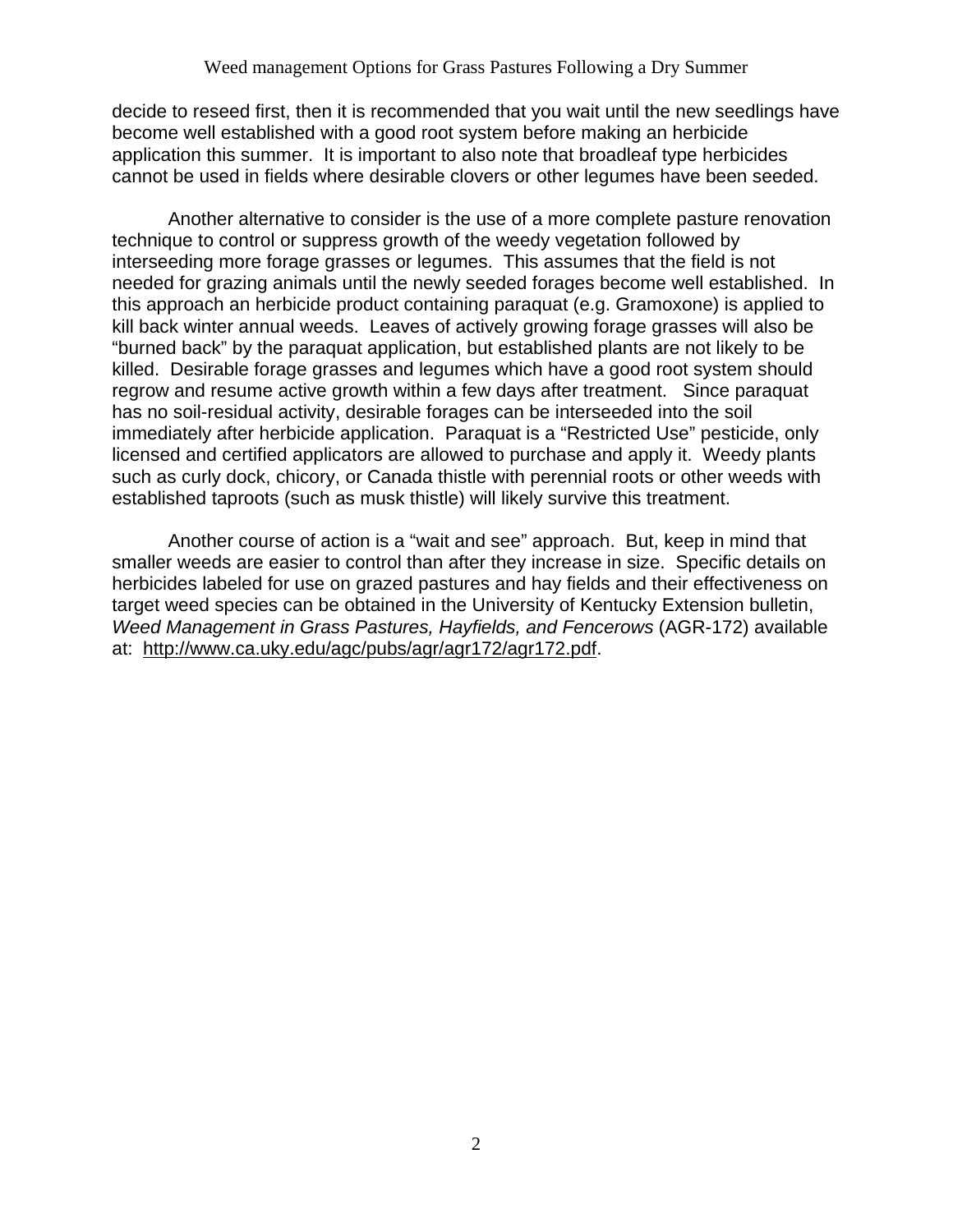decide to reseed first, then it is recommended that you wait until the new seedlings have become well established with a good root system before making an herbicide application this summer. It is important to also note that broadleaf type herbicides cannot be used in fields where desirable clovers or other legumes have been seeded.

Another alternative to consider is the use of a more complete pasture renovation technique to control or suppress growth of the weedy vegetation followed by interseeding more forage grasses or legumes. This assumes that the field is not needed for grazing animals until the newly seeded forages become well established. In this approach an herbicide product containing paraquat (e.g. Gramoxone) is applied to kill back winter annual weeds. Leaves of actively growing forage grasses will also be "burned back" by the paraquat application, but established plants are not likely to be killed. Desirable forage grasses and legumes which have a good root system should regrow and resume active growth within a few days after treatment. Since paraquat has no soil-residual activity, desirable forages can be interseeded into the soil immediately after herbicide application. Paraquat is a "Restricted Use" pesticide, only licensed and certified applicators are allowed to purchase and apply it. Weedy plants such as curly dock, chicory, or Canada thistle with perennial roots or other weeds with established taproots (such as musk thistle) will likely survive this treatment.

Another course of action is a "wait and see" approach. But, keep in mind that smaller weeds are easier to control than after they increase in size. Specific details on herbicides labeled for use on grazed pastures and hay fields and their effectiveness on target weed species can be obtained in the University of Kentucky Extension bulletin, *Weed Management in Grass Pastures, Hayfields, and Fencerows* (AGR-172) available at: http://www.ca.uky.edu/agc/pubs/agr/agr172/agr172.pdf.